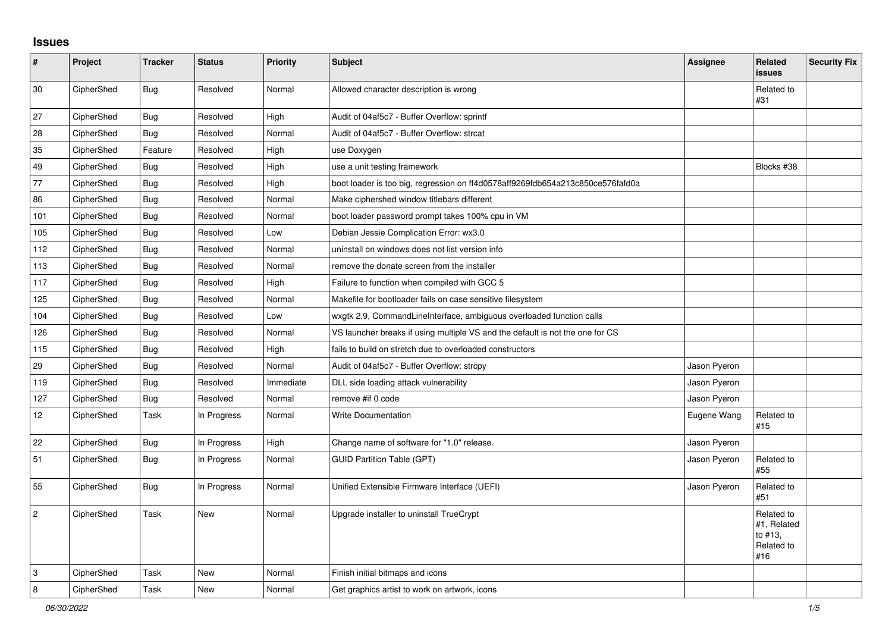## Issues

| # | Project | Tracker | Status | Priority | Subject | Assignee | Related issues | Security Fix |
|---|---|---|---|---|---|---|---|---|
| 30 | CipherShed | Bug | Resolved | Normal | Allowed character description is wrong | | Related to #31 | |
| 27 | CipherShed | Bug | Resolved | High | Audit of 04af5c7 - Buffer Overflow: sprintf | | | |
| 28 | CipherShed | Bug | Resolved | Normal | Audit of 04af5c7 - Buffer Overflow: strcat | | | |
| 35 | CipherShed | Feature | Resolved | High | use Doxygen | | | |
| 49 | CipherShed | Bug | Resolved | High | use a unit testing framework | | Blocks #38 | |
| 77 | CipherShed | Bug | Resolved | High | boot loader is too big, regression on ff4d0578aff9269fdb654a213c850ce576fafd0a | | | |
| 86 | CipherShed | Bug | Resolved | Normal | Make ciphershed window titlebars different | | | |
| 101 | CipherShed | Bug | Resolved | Normal | boot loader password prompt takes 100% cpu in VM | | | |
| 105 | CipherShed | Bug | Resolved | Low | Debian Jessie Complication Error: wx3.0 | | | |
| 112 | CipherShed | Bug | Resolved | Normal | uninstall on windows does not list version info | | | |
| 113 | CipherShed | Bug | Resolved | Normal | remove the donate screen from the installer | | | |
| 117 | CipherShed | Bug | Resolved | High | Failure to function when compiled with GCC 5 | | | |
| 125 | CipherShed | Bug | Resolved | Normal | Makefile for bootloader fails on case sensitive filesystem | | | |
| 104 | CipherShed | Bug | Resolved | Low | wxgtk 2.9, CommandLineInterface, ambiguous overloaded function calls | | | |
| 126 | CipherShed | Bug | Resolved | Normal | VS launcher breaks if using multiple VS and the default is not the one for CS | | | |
| 115 | CipherShed | Bug | Resolved | High | fails to build on stretch due to overloaded constructors | | | |
| 29 | CipherShed | Bug | Resolved | Normal | Audit of 04af5c7 - Buffer Overflow: strcpy | Jason Pyeron | | |
| 119 | CipherShed | Bug | Resolved | Immediate | DLL side loading attack vulnerability | Jason Pyeron | | |
| 127 | CipherShed | Bug | Resolved | Normal | remove #if 0 code | Jason Pyeron | | |
| 12 | CipherShed | Task | In Progress | Normal | Write Documentation | Eugene Wang | Related to #15 | |
| 22 | CipherShed | Bug | In Progress | High | Change name of software for "1.0" release. | Jason Pyeron | | |
| 51 | CipherShed | Bug | In Progress | Normal | GUID Partition Table (GPT) | Jason Pyeron | Related to #55 | |
| 55 | CipherShed | Bug | In Progress | Normal | Unified Extensible Firmware Interface (UEFI) | Jason Pyeron | Related to #51 | |
| 2 | CipherShed | Task | New | Normal | Upgrade installer to uninstall TrueCrypt | | Related to #1, Related to #13, Related to #16 | |
| 3 | CipherShed | Task | New | Normal | Finish initial bitmaps and icons | | | |
| 8 | CipherShed | Task | New | Normal | Get graphics artist to work on artwork, icons | | | |

*06/30/2022*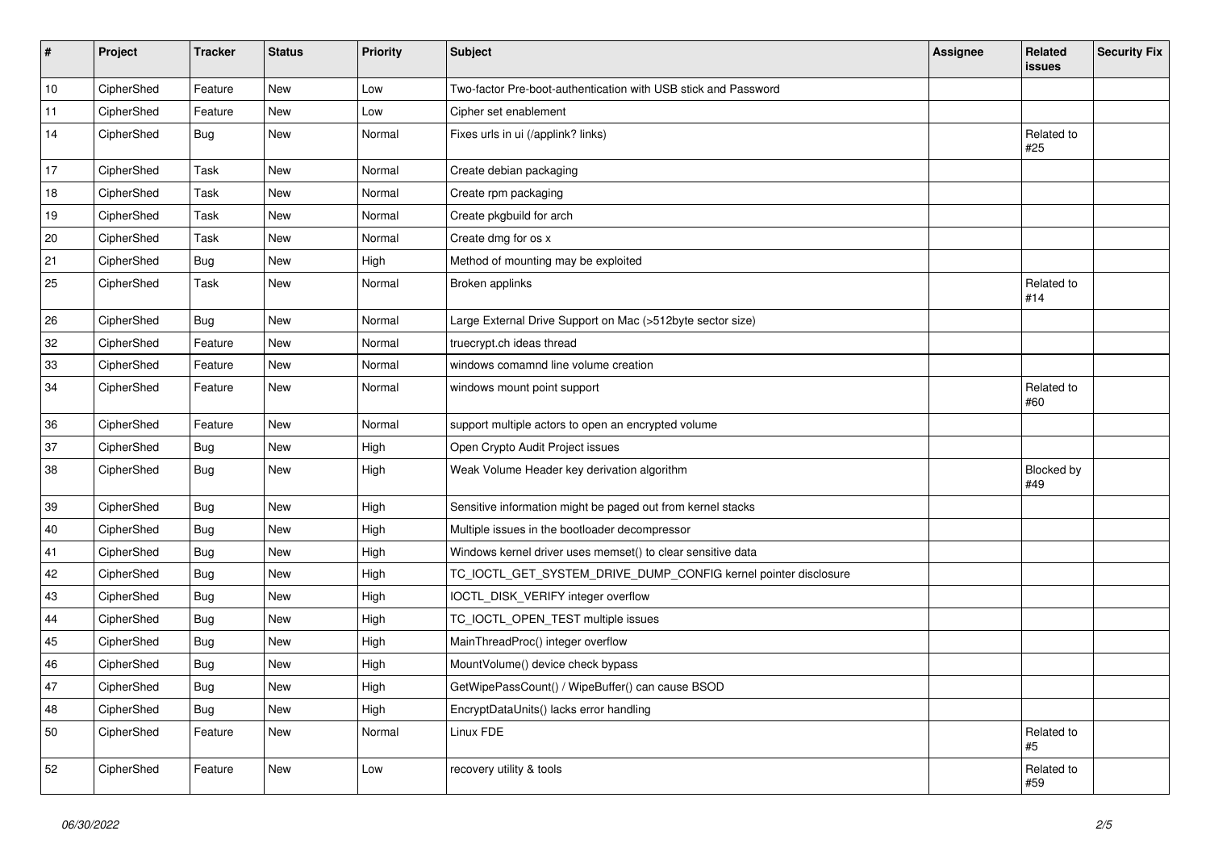| # | Project | Tracker | Status | Priority | Subject | Assignee | Related issues | Security Fix |
|---|---|---|---|---|---|---|---|---|
| 10 | CipherShed | Feature | New | Low | Two-factor Pre-boot-authentication with USB stick and Password | | | |
| 11 | CipherShed | Feature | New | Low | Cipher set enablement | | | |
| 14 | CipherShed | Bug | New | Normal | Fixes urls in ui (/applink? links) | | Related to #25 | |
| 17 | CipherShed | Task | New | Normal | Create debian packaging | | | |
| 18 | CipherShed | Task | New | Normal | Create rpm packaging | | | |
| 19 | CipherShed | Task | New | Normal | Create pkgbuild for arch | | | |
| 20 | CipherShed | Task | New | Normal | Create dmg for os x | | | |
| 21 | CipherShed | Bug | New | High | Method of mounting may be exploited | | | |
| 25 | CipherShed | Task | New | Normal | Broken applinks | | Related to #14 | |
| 26 | CipherShed | Bug | New | Normal | Large External Drive Support on Mac (>512byte sector size) | | | |
| 32 | CipherShed | Feature | New | Normal | truecrypt.ch ideas thread | | | |
| 33 | CipherShed | Feature | New | Normal | windows comamnd line volume creation | | | |
| 34 | CipherShed | Feature | New | Normal | windows mount point support | | Related to #60 | |
| 36 | CipherShed | Feature | New | Normal | support multiple actors to open an encrypted volume | | | |
| 37 | CipherShed | Bug | New | High | Open Crypto Audit Project issues | | | |
| 38 | CipherShed | Bug | New | High | Weak Volume Header key derivation algorithm | | Blocked by #49 | |
| 39 | CipherShed | Bug | New | High | Sensitive information might be paged out from kernel stacks | | | |
| 40 | CipherShed | Bug | New | High | Multiple issues in the bootloader decompressor | | | |
| 41 | CipherShed | Bug | New | High | Windows kernel driver uses memset() to clear sensitive data | | | |
| 42 | CipherShed | Bug | New | High | TC_IOCTL_GET_SYSTEM_DRIVE_DUMP_CONFIG kernel pointer disclosure | | | |
| 43 | CipherShed | Bug | New | High | IOCTL_DISK_VERIFY integer overflow | | | |
| 44 | CipherShed | Bug | New | High | TC_IOCTL_OPEN_TEST multiple issues | | | |
| 45 | CipherShed | Bug | New | High | MainThreadProc() integer overflow | | | |
| 46 | CipherShed | Bug | New | High | MountVolume() device check bypass | | | |
| 47 | CipherShed | Bug | New | High | GetWipePassCount() / WipeBuffer() can cause BSOD | | | |
| 48 | CipherShed | Bug | New | High | EncryptDataUnits() lacks error handling | | | |
| 50 | CipherShed | Feature | New | Normal | Linux FDE | | Related to #5 | |
| 52 | CipherShed | Feature | New | Low | recovery utility & tools | | Related to #59 | |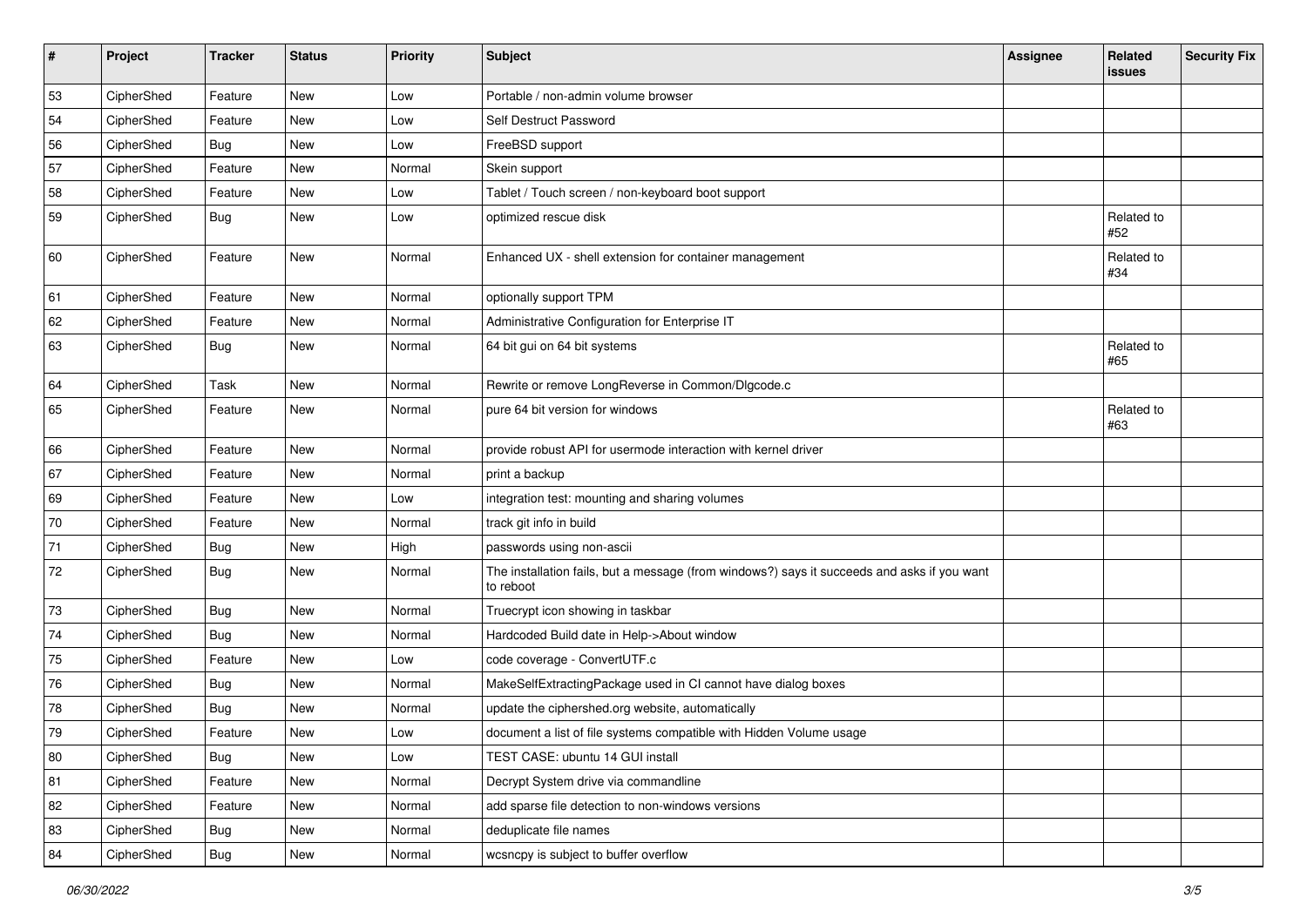| # | Project | Tracker | Status | Priority | Subject | Assignee | Related issues | Security Fix |
|---|---|---|---|---|---|---|---|---|
| 53 | CipherShed | Feature | New | Low | Portable / non-admin volume browser | | | |
| 54 | CipherShed | Feature | New | Low | Self Destruct Password | | | |
| 56 | CipherShed | Bug | New | Low | FreeBSD support | | | |
| 57 | CipherShed | Feature | New | Normal | Skein support | | | |
| 58 | CipherShed | Feature | New | Low | Tablet / Touch screen / non-keyboard boot support | | | |
| 59 | CipherShed | Bug | New | Low | optimized rescue disk | | Related to #52 | |
| 60 | CipherShed | Feature | New | Normal | Enhanced UX - shell extension for container management | | Related to #34 | |
| 61 | CipherShed | Feature | New | Normal | optionally support TPM | | | |
| 62 | CipherShed | Feature | New | Normal | Administrative Configuration for Enterprise IT | | | |
| 63 | CipherShed | Bug | New | Normal | 64 bit gui on 64 bit systems | | Related to #65 | |
| 64 | CipherShed | Task | New | Normal | Rewrite or remove LongReverse in Common/Dlgcode.c | | | |
| 65 | CipherShed | Feature | New | Normal | pure 64 bit version for windows | | Related to #63 | |
| 66 | CipherShed | Feature | New | Normal | provide robust API for usermode interaction with kernel driver | | | |
| 67 | CipherShed | Feature | New | Normal | print a backup | | | |
| 69 | CipherShed | Feature | New | Low | integration test: mounting and sharing volumes | | | |
| 70 | CipherShed | Feature | New | Normal | track git info in build | | | |
| 71 | CipherShed | Bug | New | High | passwords using non-ascii | | | |
| 72 | CipherShed | Bug | New | Normal | The installation fails, but a message (from windows?) says it succeeds and asks if you want to reboot | | | |
| 73 | CipherShed | Bug | New | Normal | Truecrypt icon showing in taskbar | | | |
| 74 | CipherShed | Bug | New | Normal | Hardcoded Build date in Help->About window | | | |
| 75 | CipherShed | Feature | New | Low | code coverage - ConvertUTF.c | | | |
| 76 | CipherShed | Bug | New | Normal | MakeSelfExtractingPackage used in CI cannot have dialog boxes | | | |
| 78 | CipherShed | Bug | New | Normal | update the ciphershed.org website, automatically | | | |
| 79 | CipherShed | Feature | New | Low | document a list of file systems compatible with Hidden Volume usage | | | |
| 80 | CipherShed | Bug | New | Low | TEST CASE: ubuntu 14 GUI install | | | |
| 81 | CipherShed | Feature | New | Normal | Decrypt System drive via commandline | | | |
| 82 | CipherShed | Feature | New | Normal | add sparse file detection to non-windows versions | | | |
| 83 | CipherShed | Bug | New | Normal | deduplicate file names | | | |
| 84 | CipherShed | Bug | New | Normal | wcsncpy is subject to buffer overflow | | | |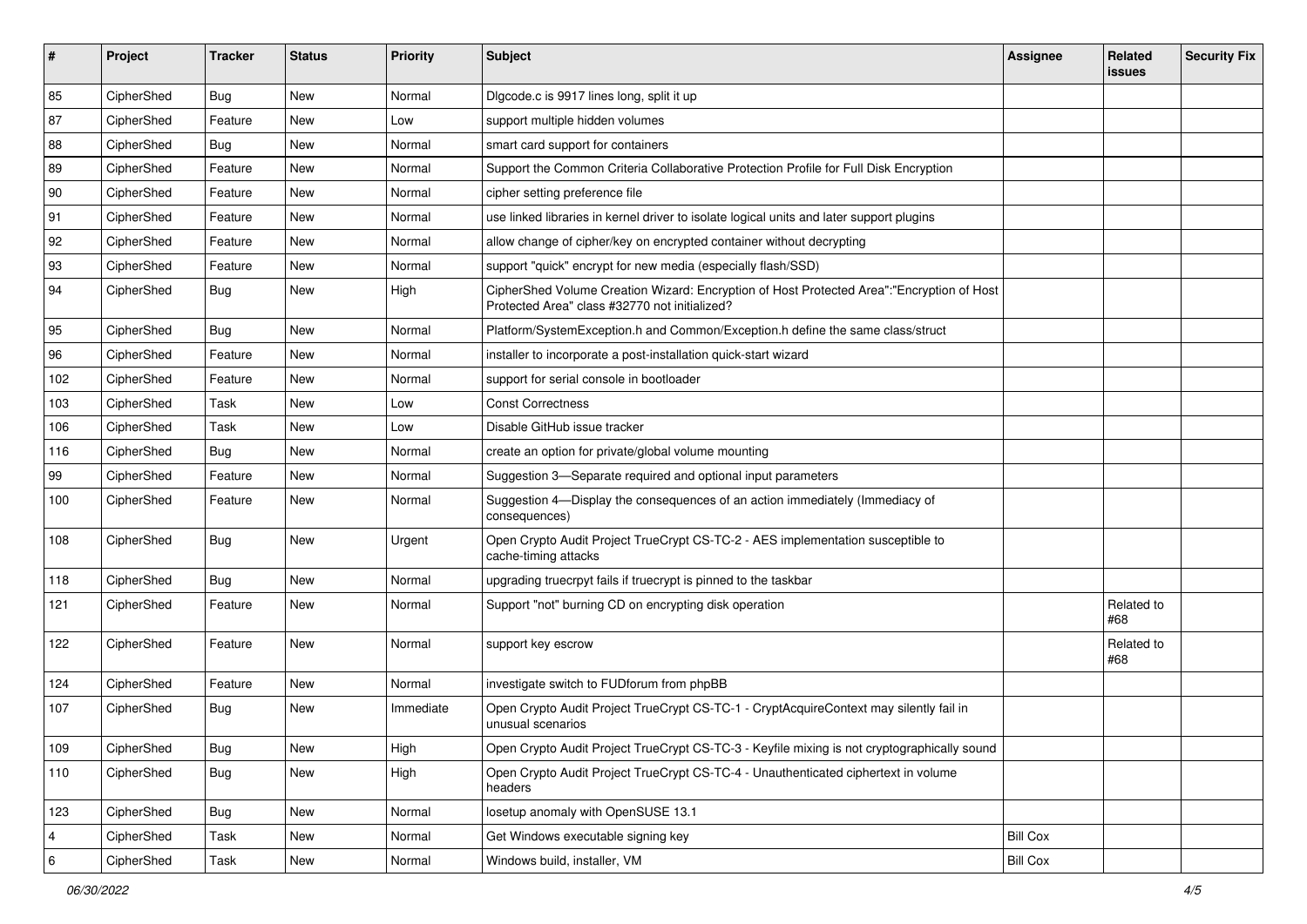| # | Project | Tracker | Status | Priority | Subject | Assignee | Related issues | Security Fix |
|---|---|---|---|---|---|---|---|---|
| 85 | CipherShed | Bug | New | Normal | Dlgcode.c is 9917 lines long, split it up | | | |
| 87 | CipherShed | Feature | New | Low | support multiple hidden volumes | | | |
| 88 | CipherShed | Bug | New | Normal | smart card support for containers | | | |
| 89 | CipherShed | Feature | New | Normal | Support the Common Criteria Collaborative Protection Profile for Full Disk Encryption | | | |
| 90 | CipherShed | Feature | New | Normal | cipher setting preference file | | | |
| 91 | CipherShed | Feature | New | Normal | use linked libraries in kernel driver to isolate logical units and later support plugins | | | |
| 92 | CipherShed | Feature | New | Normal | allow change of cipher/key on encrypted container without decrypting | | | |
| 93 | CipherShed | Feature | New | Normal | support "quick" encrypt for new media (especially flash/SSD) | | | |
| 94 | CipherShed | Bug | New | High | CipherShed Volume Creation Wizard: Encryption of Host Protected Area":"Encryption of Host Protected Area" class #32770 not initialized? | | | |
| 95 | CipherShed | Bug | New | Normal | Platform/SystemException.h and Common/Exception.h define the same class/struct | | | |
| 96 | CipherShed | Feature | New | Normal | installer to incorporate a post-installation quick-start wizard | | | |
| 102 | CipherShed | Feature | New | Normal | support for serial console in bootloader | | | |
| 103 | CipherShed | Task | New | Low | Const Correctness | | | |
| 106 | CipherShed | Task | New | Low | Disable GitHub issue tracker | | | |
| 116 | CipherShed | Bug | New | Normal | create an option for private/global volume mounting | | | |
| 99 | CipherShed | Feature | New | Normal | Suggestion 3—Separate required and optional input parameters | | | |
| 100 | CipherShed | Feature | New | Normal | Suggestion 4—Display the consequences of an action immediately (Immediacy of consequences) | | | |
| 108 | CipherShed | Bug | New | Urgent | Open Crypto Audit Project TrueCrypt CS-TC-2 - AES implementation susceptible to cache-timing attacks | | | |
| 118 | CipherShed | Bug | New | Normal | upgrading truecrpyt fails if truecrypt is pinned to the taskbar | | | |
| 121 | CipherShed | Feature | New | Normal | Support "not" burning CD on encrypting disk operation | | Related to #68 | |
| 122 | CipherShed | Feature | New | Normal | support key escrow | | Related to #68 | |
| 124 | CipherShed | Feature | New | Normal | investigate switch to FUDforum from phpBB | | | |
| 107 | CipherShed | Bug | New | Immediate | Open Crypto Audit Project TrueCrypt CS-TC-1 - CryptAcquireContext may silently fail in unusual scenarios | | | |
| 109 | CipherShed | Bug | New | High | Open Crypto Audit Project TrueCrypt CS-TC-3 - Keyfile mixing is not cryptographically sound | | | |
| 110 | CipherShed | Bug | New | High | Open Crypto Audit Project TrueCrypt CS-TC-4 - Unauthenticated ciphertext in volume headers | | | |
| 123 | CipherShed | Bug | New | Normal | losetup anomaly with OpenSUSE 13.1 | | | |
| 4 | CipherShed | Task | New | Normal | Get Windows executable signing key | Bill Cox | | |
| 6 | CipherShed | Task | New | Normal | Windows build, installer, VM | Bill Cox | | |

*06/30/2022*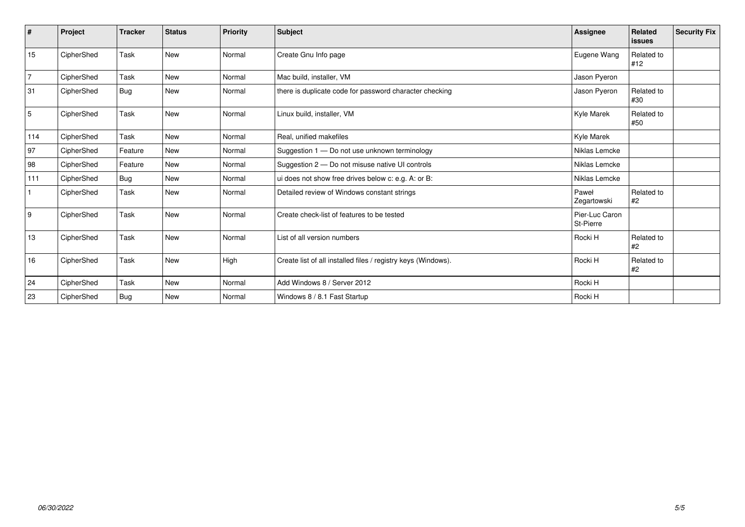| # | Project | Tracker | Status | Priority | Subject | Assignee | Related issues | Security Fix |
|---|---|---|---|---|---|---|---|---|
| 15 | CipherShed | Task | New | Normal | Create Gnu Info page | Eugene Wang | Related to #12 | |
| 7 | CipherShed | Task | New | Normal | Mac build, installer, VM | Jason Pyeron | | |
| 31 | CipherShed | Bug | New | Normal | there is duplicate code for password character checking | Jason Pyeron | Related to #30 | |
| 5 | CipherShed | Task | New | Normal | Linux build, installer, VM | Kyle Marek | Related to #50 | |
| 114 | CipherShed | Task | New | Normal | Real, unified makefiles | Kyle Marek | | |
| 97 | CipherShed | Feature | New | Normal | Suggestion 1 — Do not use unknown terminology | Niklas Lemcke | | |
| 98 | CipherShed | Feature | New | Normal | Suggestion 2 — Do not misuse native UI controls | Niklas Lemcke | | |
| 111 | CipherShed | Bug | New | Normal | ui does not show free drives below c: e.g. A: or B: | Niklas Lemcke | | |
| 1 | CipherShed | Task | New | Normal | Detailed review of Windows constant strings | Paweł Zegartowski | Related to #2 | |
| 9 | CipherShed | Task | New | Normal | Create check-list of features to be tested | Pier-Luc Caron St-Pierre | | |
| 13 | CipherShed | Task | New | Normal | List of all version numbers | Rocki H | Related to #2 | |
| 16 | CipherShed | Task | New | High | Create list of all installed files / registry keys (Windows). | Rocki H | Related to #2 | |
| 24 | CipherShed | Task | New | Normal | Add Windows 8 / Server 2012 | Rocki H | | |
| 23 | CipherShed | Bug | New | Normal | Windows 8 / 8.1 Fast Startup | Rocki H | | |